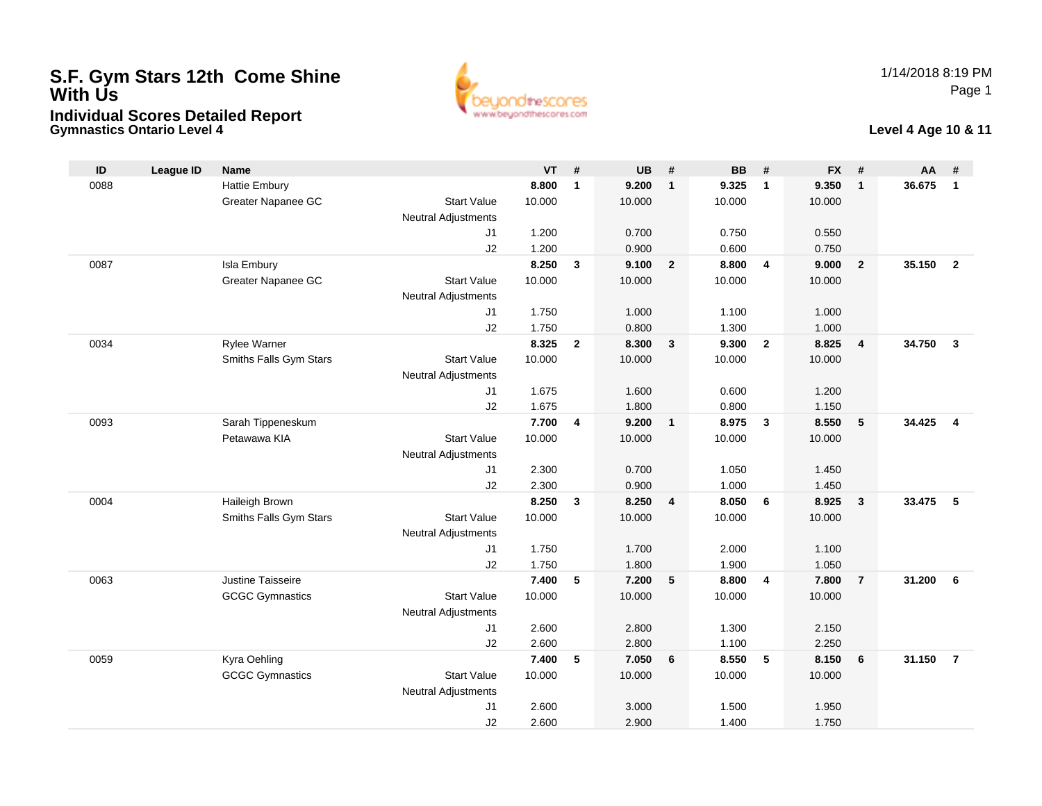# S.F. Gym Stars 12th Come Shine With Us

## Individual Scores Detailed Report

### Gymnastics Ontario Level 4

1/14/2018 8:19 PM

**Level 4 Age 10 & 11**

| ID | League ID | Name | | VT | # | UB | # | BB | # | FX | # | AA | # |
|---|---|---|---|---|---|---|---|---|---|---|---|---|---|
| 0088 | | Hattie Embury | | **8.800** | **1** | **9.200** | **1** | **9.325** | **1** | **9.350** | **1** | **36.675** | **1** |
| | | Greater Napanee GC | Start Value | 10.000 | | 10.000 | | 10.000 | | 10.000 | | | |
| | | | Neutral Adjustments | | | | | | | | | | |
| | | | J1 | 1.200 | | 0.700 | | 0.750 | | 0.550 | | | |
| | | | J2 | 1.200 | | 0.900 | | 0.600 | | 0.750 | | | |
| 0087 | | Isla Embury | | **8.250** | **3** | **9.100** | **2** | **8.800** | **4** | **9.000** | **2** | **35.150** | **2** |
| | | Greater Napanee GC | Start Value | 10.000 | | 10.000 | | 10.000 | | 10.000 | | | |
| | | | Neutral Adjustments | | | | | | | | | | |
| | | | J1 | 1.750 | | 1.000 | | 1.100 | | 1.000 | | | |
| | | | J2 | 1.750 | | 0.800 | | 1.300 | | 1.000 | | | |
| 0034 | | Rylee Warner | | **8.325** | **2** | **8.300** | **3** | **9.300** | **2** | **8.825** | **4** | **34.750** | **3** |
| | | Smiths Falls Gym Stars | Start Value | 10.000 | | 10.000 | | 10.000 | | 10.000 | | | |
| | | | Neutral Adjustments | | | | | | | | | | |
| | | | J1 | 1.675 | | 1.600 | | 0.600 | | 1.200 | | | |
| | | | J2 | 1.675 | | 1.800 | | 0.800 | | 1.150 | | | |
| 0093 | | Sarah Tippeneskum | | **7.700** | **4** | **9.200** | **1** | **8.975** | **3** | **8.550** | **5** | **34.425** | **4** |
| | | Petawawa KIA | Start Value | 10.000 | | 10.000 | | 10.000 | | 10.000 | | | |
| | | | Neutral Adjustments | | | | | | | | | | |
| | | | J1 | 2.300 | | 0.700 | | 1.050 | | 1.450 | | | |
| | | | J2 | 2.300 | | 0.900 | | 1.000 | | 1.450 | | | |
| 0004 | | Haileigh Brown | | **8.250** | **3** | **8.250** | **4** | **8.050** | **6** | **8.925** | **3** | **33.475** | **5** |
| | | Smiths Falls Gym Stars | Start Value | 10.000 | | 10.000 | | 10.000 | | 10.000 | | | |
| | | | Neutral Adjustments | | | | | | | | | | |
| | | | J1 | 1.750 | | 1.700 | | 2.000 | | 1.100 | | | |
| | | | J2 | 1.750 | | 1.800 | | 1.900 | | 1.050 | | | |
| 0063 | | Justine Taisseire | | **7.400** | **5** | **7.200** | **5** | **8.800** | **4** | **7.800** | **7** | **31.200** | **6** |
| | | GCGC Gymnastics | Start Value | 10.000 | | 10.000 | | 10.000 | | 10.000 | | | |
| | | | Neutral Adjustments | | | | | | | | | | |
| | | | J1 | 2.600 | | 2.800 | | 1.300 | | 2.150 | | | |
| | | | J2 | 2.600 | | 2.800 | | 1.100 | | 2.250 | | | |
| 0059 | | Kyra Oehling | | **7.400** | **5** | **7.050** | **6** | **8.550** | **5** | **8.150** | **6** | **31.150** | **7** |
| | | GCGC Gymnastics | Start Value | 10.000 | | 10.000 | | 10.000 | | 10.000 | | | |
| | | | Neutral Adjustments | | | | | | | | | | |
| | | | J1 | 2.600 | | 3.000 | | 1.500 | | 1.950 | | | |
| | | | J2 | 2.600 | | 2.900 | | 1.400 | | 1.750 | | | |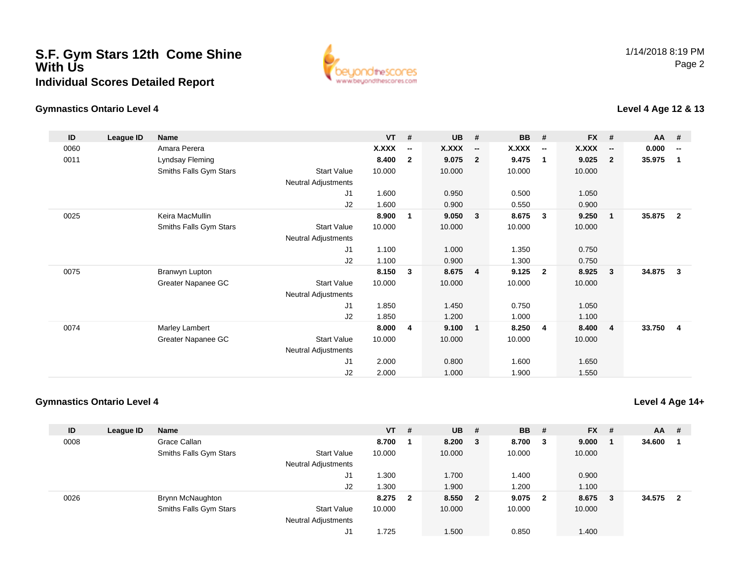# S.F. Gym Stars 12th Come Shine With Us

## Individual Scores Detailed Report

1/14/2018 8:19 PM

### Gymnastics Ontario Level 4

**Level 4 Age 12 & 13**

| ID | League ID | Name | | VT | # | UB | # | BB | # | FX | # | AA | # |
|---|---|---|---|---|---|---|---|---|---|---|---|---|---|
| 0060 | | Amara Perera | | **X.XXX** | **--** | **X.XXX** | **--** | **X.XXX** | **--** | **X.XXX** | **--** | **0.000** | **--** |
| 0011 | | Lyndsay Fleming | | **8.400** | **2** | **9.075** | **2** | **9.475** | **1** | **9.025** | **2** | **35.975** | **1** |
| | | Smiths Falls Gym Stars | Start Value | 10.000 | | 10.000 | | 10.000 | | 10.000 | | | |
| | | | Neutral Adjustments | | | | | | | | | | |
| | | | J1 | 1.600 | | 0.950 | | 0.500 | | 1.050 | | | |
| | | | J2 | 1.600 | | 0.900 | | 0.550 | | 0.900 | | | |
| 0025 | | Keira MacMullin | | **8.900** | **1** | **9.050** | **3** | **8.675** | **3** | **9.250** | **1** | **35.875** | **2** |
| | | Smiths Falls Gym Stars | Start Value | 10.000 | | 10.000 | | 10.000 | | 10.000 | | | |
| | | | Neutral Adjustments | | | | | | | | | | |
| | | | J1 | 1.100 | | 1.000 | | 1.350 | | 0.750 | | | |
| | | | J2 | 1.100 | | 0.900 | | 1.300 | | 0.750 | | | |
| 0075 | | Branwyn Lupton | | **8.150** | **3** | **8.675** | **4** | **9.125** | **2** | **8.925** | **3** | **34.875** | **3** |
| | | Greater Napanee GC | Start Value | 10.000 | | 10.000 | | 10.000 | | 10.000 | | | |
| | | | Neutral Adjustments | | | | | | | | | | |
| | | | J1 | 1.850 | | 1.450 | | 0.750 | | 1.050 | | | |
| | | | J2 | 1.850 | | 1.200 | | 1.000 | | 1.100 | | | |
| 0074 | | Marley Lambert | | **8.000** | **4** | **9.100** | **1** | **8.250** | **4** | **8.400** | **4** | **33.750** | **4** |
| | | Greater Napanee GC | Start Value | 10.000 | | 10.000 | | 10.000 | | 10.000 | | | |
| | | | Neutral Adjustments | | | | | | | | | | |
| | | | J1 | 2.000 | | 0.800 | | 1.600 | | 1.650 | | | |
| | | | J2 | 2.000 | | 1.000 | | 1.900 | | 1.550 | | | |

### Gymnastics Ontario Level 4

**Level 4 Age 14+**

| ID | League ID | Name | | VT | # | UB | # | BB | # | FX | # | AA | # |
|---|---|---|---|---|---|---|---|---|---|---|---|---|---|
| 0008 | | Grace Callan | | **8.700** | **1** | **8.200** | **3** | **8.700** | **3** | **9.000** | **1** | **34.600** | **1** |
| | | Smiths Falls Gym Stars | Start Value | 10.000 | | 10.000 | | 10.000 | | 10.000 | | | |
| | | | Neutral Adjustments | | | | | | | | | | |
| | | | J1 | 1.300 | | 1.700 | | 1.400 | | 0.900 | | | |
| | | | J2 | 1.300 | | 1.900 | | 1.200 | | 1.100 | | | |
| 0026 | | Brynn McNaughton | | **8.275** | **2** | **8.550** | **2** | **9.075** | **2** | **8.675** | **3** | **34.575** | **2** |
| | | Smiths Falls Gym Stars | Start Value | 10.000 | | 10.000 | | 10.000 | | 10.000 | | | |
| | | | Neutral Adjustments | | | | | | | | | | |
| | | | J1 | 1.725 | | 1.500 | | 0.850 | | 1.400 | | | |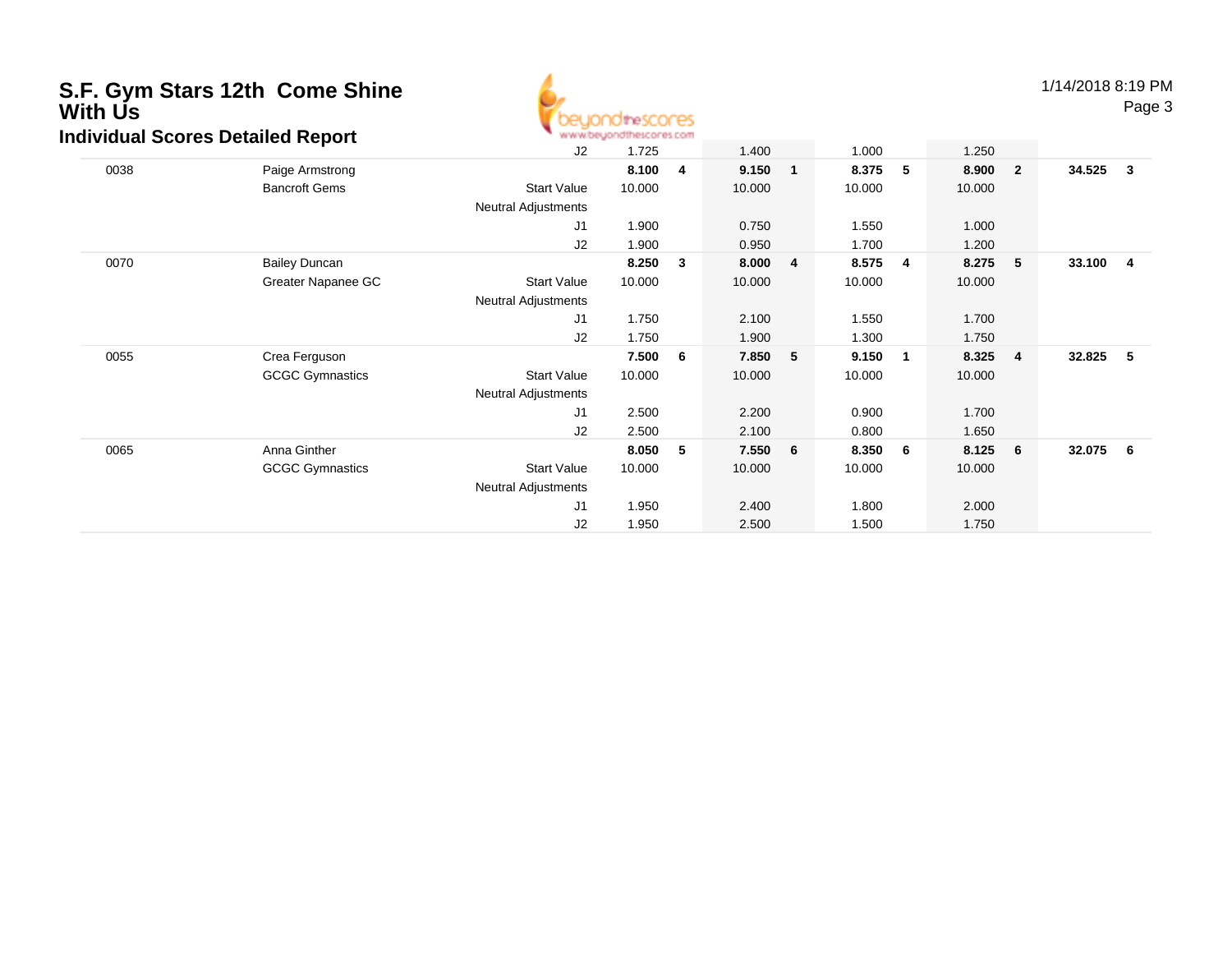# S.F. Gym Stars 12th Come Shine With Us

### Individual Scores Detailed Report

| | | | | | | | | | | | | |
|---|---|---|---|---|---|---|---|---|---|---|---|---|
| | | J2 | 1.725 | | 1.400 | | 1.000 | | 1.250 | | | |
| 0038 | Paige Armstrong | | **8.100** | **4** | **9.150** | **1** | **8.375** | **5** | **8.900** | **2** | **34.525** | **3** |
| | Bancroft Gems | Start Value | 10.000 | | 10.000 | | 10.000 | | 10.000 | | | |
| | | Neutral Adjustments | | | | | | | | | | |
| | | J1 | 1.900 | | 0.750 | | 1.550 | | 1.000 | | | |
| | | J2 | 1.900 | | 0.950 | | 1.700 | | 1.200 | | | |
| 0070 | Bailey Duncan | | **8.250** | **3** | **8.000** | **4** | **8.575** | **4** | **8.275** | **5** | **33.100** | **4** |
| | Greater Napanee GC | Start Value | 10.000 | | 10.000 | | 10.000 | | 10.000 | | | |
| | | Neutral Adjustments | | | | | | | | | | |
| | | J1 | 1.750 | | 2.100 | | 1.550 | | 1.700 | | | |
| | | J2 | 1.750 | | 1.900 | | 1.300 | | 1.750 | | | |
| 0055 | Crea Ferguson | | **7.500** | **6** | **7.850** | **5** | **9.150** | **1** | **8.325** | **4** | **32.825** | **5** |
| | GCGC Gymnastics | Start Value | 10.000 | | 10.000 | | 10.000 | | 10.000 | | | |
| | | Neutral Adjustments | | | | | | | | | | |
| | | J1 | 2.500 | | 2.200 | | 0.900 | | 1.700 | | | |
| | | J2 | 2.500 | | 2.100 | | 0.800 | | 1.650 | | | |
| 0065 | Anna Ginther | | **8.050** | **5** | **7.550** | **6** | **8.350** | **6** | **8.125** | **6** | **32.075** | **6** |
| | GCGC Gymnastics | Start Value | 10.000 | | 10.000 | | 10.000 | | 10.000 | | | |
| | | Neutral Adjustments | | | | | | | | | | |
| | | J1 | 1.950 | | 2.400 | | 1.800 | | 2.000 | | | |
| | | J2 | 1.950 | | 2.500 | | 1.500 | | 1.750 | | | |